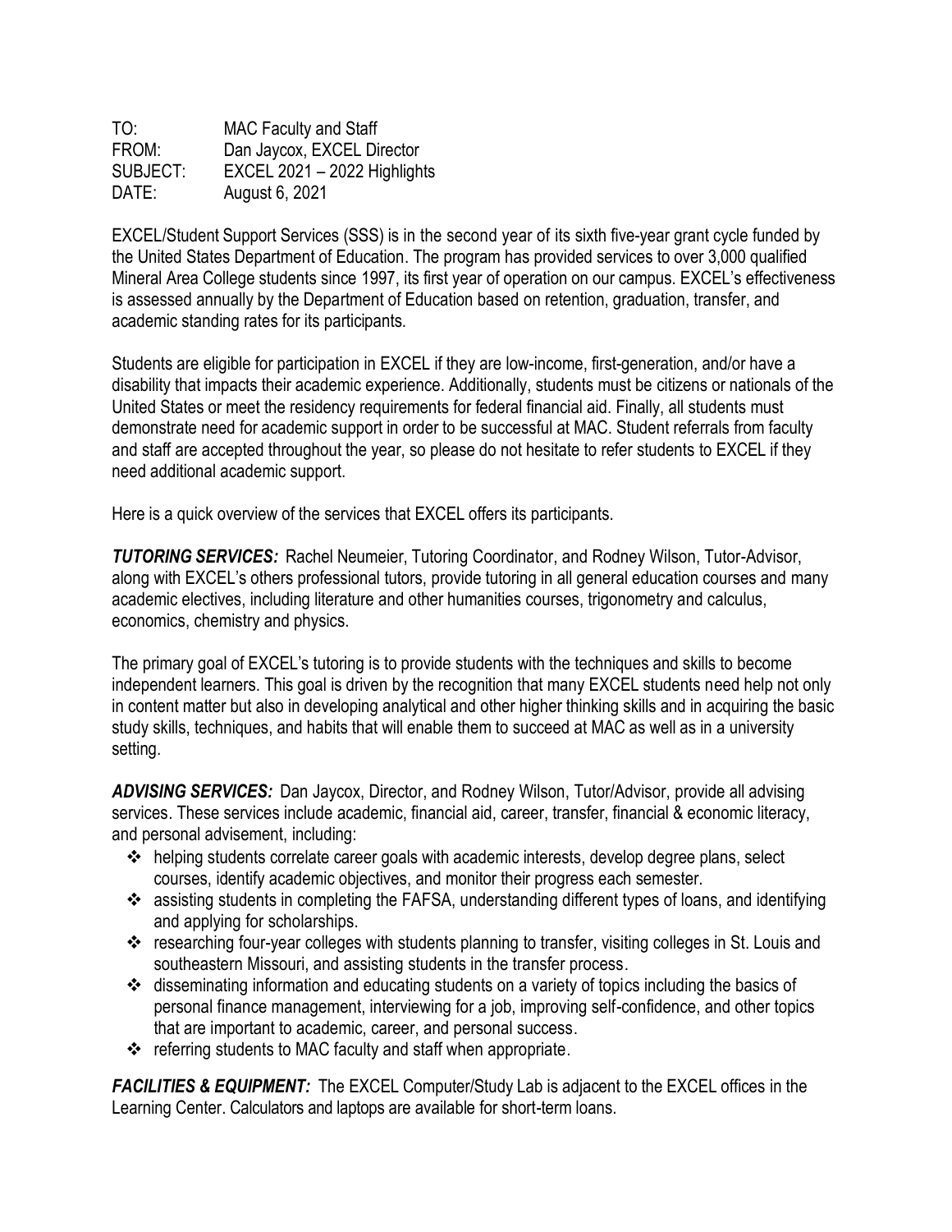TO: MAC Faculty and Staff
FROM: Dan Jaycox, EXCEL Director
SUBJECT: EXCEL 2021 – 2022 Highlights
DATE: August 6, 2021

EXCEL/Student Support Services (SSS) is in the second year of its sixth five-year grant cycle funded by the United States Department of Education. The program has provided services to over 3,000 qualified Mineral Area College students since 1997, its first year of operation on our campus. EXCEL's effectiveness is assessed annually by the Department of Education based on retention, graduation, transfer, and academic standing rates for its participants.

Students are eligible for participation in EXCEL if they are low-income, first-generation, and/or have a disability that impacts their academic experience. Additionally, students must be citizens or nationals of the United States or meet the residency requirements for federal financial aid. Finally, all students must demonstrate need for academic support in order to be successful at MAC. Student referrals from faculty and staff are accepted throughout the year, so please do not hesitate to refer students to EXCEL if they need additional academic support.

Here is a quick overview of the services that EXCEL offers its participants.

***TUTORING SERVICES:*** Rachel Neumeier, Tutoring Coordinator, and Rodney Wilson, Tutor-Advisor, along with EXCEL's others professional tutors, provide tutoring in all general education courses and many academic electives, including literature and other humanities courses, trigonometry and calculus, economics, chemistry and physics.

The primary goal of EXCEL's tutoring is to provide students with the techniques and skills to become independent learners. This goal is driven by the recognition that many EXCEL students need help not only in content matter but also in developing analytical and other higher thinking skills and in acquiring the basic study skills, techniques, and habits that will enable them to succeed at MAC as well as in a university setting.

***ADVISING SERVICES:*** Dan Jaycox, Director, and Rodney Wilson, Tutor/Advisor, provide all advising services. These services include academic, financial aid, career, transfer, financial & economic literacy, and personal advisement, including:

- helping students correlate career goals with academic interests, develop degree plans, select courses, identify academic objectives, and monitor their progress each semester.
- assisting students in completing the FAFSA, understanding different types of loans, and identifying and applying for scholarships.
- researching four-year colleges with students planning to transfer, visiting colleges in St. Louis and southeastern Missouri, and assisting students in the transfer process.
- disseminating information and educating students on a variety of topics including the basics of personal finance management, interviewing for a job, improving self-confidence, and other topics that are important to academic, career, and personal success.
- referring students to MAC faculty and staff when appropriate.

***FACILITIES & EQUIPMENT:*** The EXCEL Computer/Study Lab is adjacent to the EXCEL offices in the Learning Center. Calculators and laptops are available for short-term loans.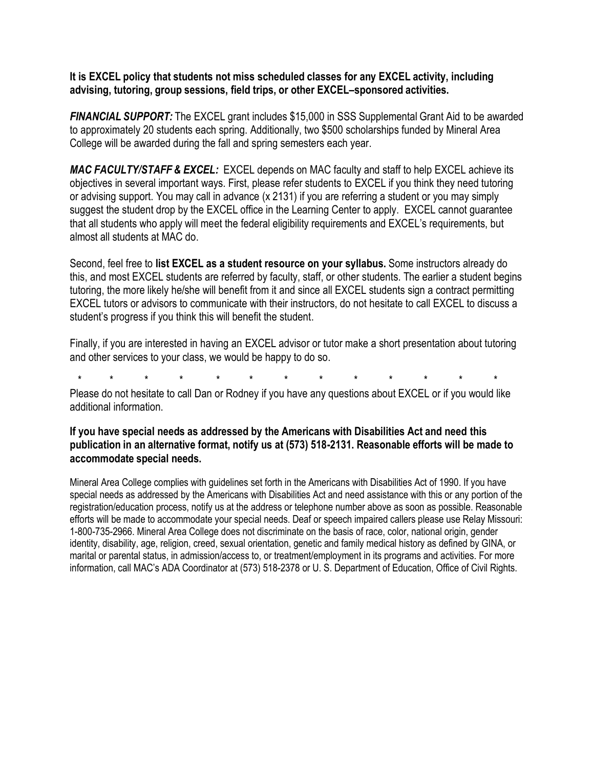**It is EXCEL policy that students not miss scheduled classes for any EXCEL activity, including advising, tutoring, group sessions, field trips, or other EXCEL–sponsored activities.**

***FINANCIAL SUPPORT:*** The EXCEL grant includes $15,000 in SSS Supplemental Grant Aid to be awarded to approximately 20 students each spring. Additionally, two $500 scholarships funded by Mineral Area College will be awarded during the fall and spring semesters each year.

***MAC FACULTY/STAFF & EXCEL:*** EXCEL depends on MAC faculty and staff to help EXCEL achieve its objectives in several important ways. First, please refer students to EXCEL if you think they need tutoring or advising support. You may call in advance (x 2131) if you are referring a student or you may simply suggest the student drop by the EXCEL office in the Learning Center to apply. EXCEL cannot guarantee that all students who apply will meet the federal eligibility requirements and EXCEL's requirements, but almost all students at MAC do.

Second, feel free to **list EXCEL as a student resource on your syllabus.** Some instructors already do this, and most EXCEL students are referred by faculty, staff, or other students. The earlier a student begins tutoring, the more likely he/she will benefit from it and since all EXCEL students sign a contract permitting EXCEL tutors or advisors to communicate with their instructors, do not hesitate to call EXCEL to discuss a student's progress if you think this will benefit the student.

Finally, if you are interested in having an EXCEL advisor or tutor make a short presentation about tutoring and other services to your class, we would be happy to do so.

\* \* \* \* \* \* \* \* \* \* \* \* \*

Please do not hesitate to call Dan or Rodney if you have any questions about EXCEL or if you would like additional information.

**If you have special needs as addressed by the Americans with Disabilities Act and need this publication in an alternative format, notify us at (573) 518-2131. Reasonable efforts will be made to accommodate special needs.**

Mineral Area College complies with guidelines set forth in the Americans with Disabilities Act of 1990. If you have special needs as addressed by the Americans with Disabilities Act and need assistance with this or any portion of the registration/education process, notify us at the address or telephone number above as soon as possible. Reasonable efforts will be made to accommodate your special needs. Deaf or speech impaired callers please use Relay Missouri: 1-800-735-2966. Mineral Area College does not discriminate on the basis of race, color, national origin, gender identity, disability, age, religion, creed, sexual orientation, genetic and family medical history as defined by GINA, or marital or parental status, in admission/access to, or treatment/employment in its programs and activities. For more information, call MAC's ADA Coordinator at (573) 518-2378 or U. S. Department of Education, Office of Civil Rights.